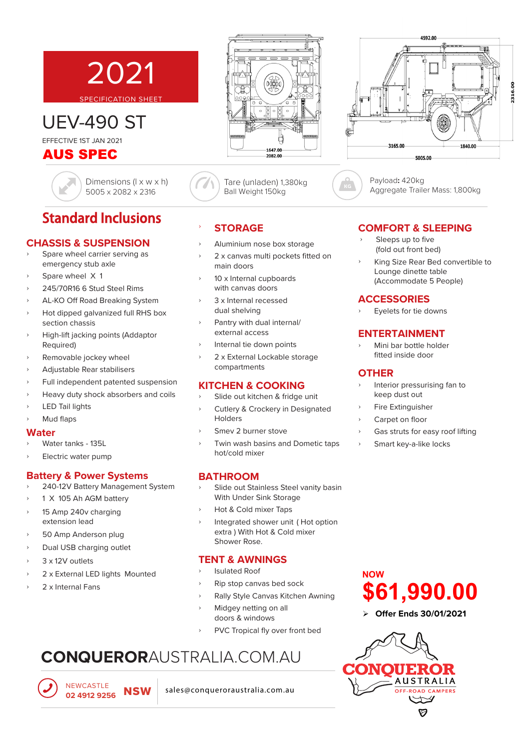# 2021

SPECIFICATION SHEET

# UEV-490 ST

EFFECTIVE 1ST JAN 2021

**AUS SPEC**

Dimensions (l x w x h)
5005 x 2082 x 2316

Tare (unladen) 1,380kg
Ball Weight 150kg

Payload: 420kg
Aggregate Trailer Mass: 1,800kg

## Standard Inclusions

### CHASSIS & SUSPENSION

- Spare wheel carrier serving as emergency stub axle
- Spare wheel X 1
- 245/70R16 6 Stud Steel Rims
- AL-KO Off Road Breaking System
- Hot dipped galvanized full RHS box section chassis
- High-lift jacking points (Addaptor Required)
- Removable jockey wheel
- Adjustable Rear stabilisers
- Full independent patented suspension
- Heavy duty shock absorbers and coils
- LED Tail lights
- Mud flaps

### Water

- Water tanks - 135L
- Electric water pump

### Battery & Power Systems

- 240-12V Battery Management System
- 1 X 105 Ah AGM battery
- 15 Amp 240v charging extension lead
- 50 Amp Anderson plug
- Dual USB charging outlet
- 3 x 12V outlets
- 2 x External LED lights Mounted
- 2 x Internal Fans

### STORAGE

- Aluminium nose box storage
- 2 x canvas multi pockets fitted on main doors
- 10 x Internal cupboards with canvas doors
- 3 x Internal recessed dual shelving
- Pantry with dual internal/ external access
- Internal tie down points
- 2 x External Lockable storage compartments

### KITCHEN & COOKING

- Slide out kitchen & fridge unit
- Cutlery & Crockery in Designated Holders
- Smev 2 burner stove
- Twin wash basins and Dometic taps hot/cold mixer

### BATHROOM

- Slide out Stainless Steel vanity basin With Under Sink Storage
- Hot & Cold mixer Taps
- Integrated shower unit ( Hot option extra ) With Hot & Cold mixer Shower Rose.

### TENT & AWNINGS

- Isulated Roof
- Rip stop canvas bed sock
- Rally Style Canvas Kitchen Awning
- Midgey netting on all doors & windows
- PVC Tropical fly over front bed

### COMFORT & SLEEPING

- Sleeps up to five (fold out front bed)
- King Size Rear Bed convertible to Lounge dinette table (Accommodate 5 People)

### ACCESSORIES

- Eyelets for tie downs

### ENTERTAINMENT

- Mini bar bottle holder fitted inside door

### OTHER

- Interior pressurising fan to keep dust out
- Fire Extinguisher
- Carpet on floor
- Gas struts for easy roof lifting
- Smart key-a-like locks

NOW
**$61,990.00**

➤ **Offer Ends 30/01/2021**

**CONQUEROR**AUSTRALIA.COM.AU

NEWCASTLE
02 4912 9256 **NSW**

sales@conqueroraustralia.com.au

CONQUEROR AUSTRALIA OFF-ROAD CAMPERS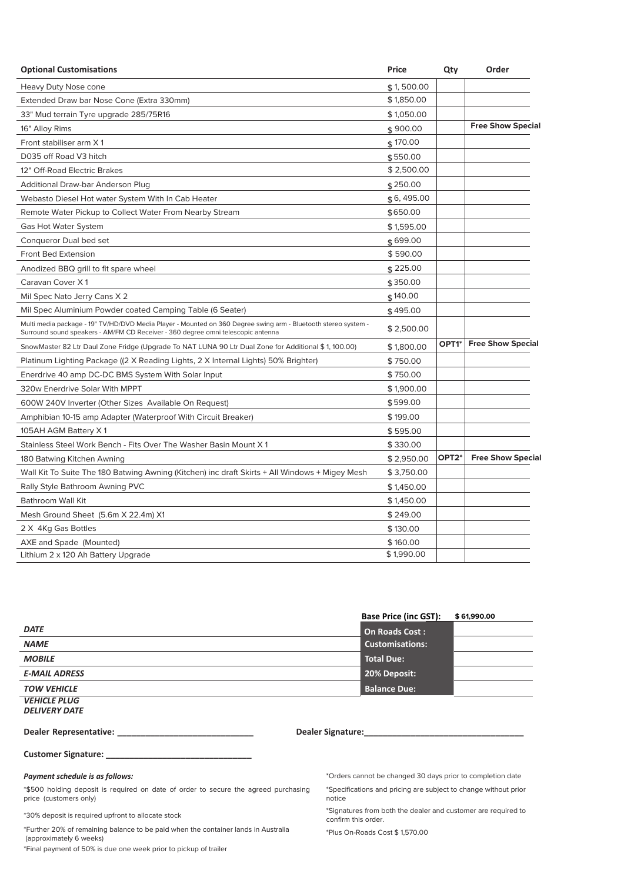| Optional Customisations | Price | Qty | Order |
|---|---|---|---|
| Heavy Duty Nose cone | $ 1, 500.00 | | |
| Extended Draw bar Nose Cone (Extra 330mm) | $ 1,850.00 | | |
| 33" Mud terrain Tyre upgrade 285/75R16 | $ 1,050.00 | | |
| 16" Alloy Rims | $ 900.00 | | **Free Show Special** |
| Front stabiliser arm X 1 | $ 170.00 | | |
| D035 off Road V3 hitch | $ 550.00 | | |
| 12" Off-Road Electric Brakes | $ 2,500.00 | | |
| Additional Draw-bar Anderson Plug | $ 250.00 | | |
| Webasto Diesel Hot water System With In Cab Heater | $ 6, 495.00 | | |
| Remote Water Pickup to Collect Water From Nearby Stream | $ 650.00 | | |
| Gas Hot Water System | $ 1,595.00 | | |
| Conqueror Dual bed set | $ 699.00 | | |
| Front Bed Extension | $ 590.00 | | |
| Anodized BBQ grill to fit spare wheel | $ 225.00 | | |
| Caravan Cover X 1 | $ 350.00 | | |
| Mil Spec Nato Jerry Cans X 2 | $ 140.00 | | |
| Mil Spec Aluminium Powder coated Camping Table (6 Seater) | $ 495.00 | | |
| Multi media package - 19" TV/HD/DVD Media Player - Mounted on 360 Degree swing arm - Bluetooth stereo system - Surround sound speakers - AM/FM CD Receiver - 360 degree omni telescopic antenna | $ 2,500.00 | | |
| SnowMaster 82 Ltr Daul Zone Fridge (Upgrade To NAT LUNA 90 Ltr Dual Zone for Additional $ 1, 100.00) | $ 1,800.00 | **OPT1*** | **Free Show Special** |
| Platinum Lighting Package ((2 X Reading Lights, 2 X Internal Lights) 50% Brighter) | $ 750.00 | | |
| Enerdrive 40 amp DC-DC BMS System With Solar Input | $ 750.00 | | |
| 320w Enerdrive Solar With MPPT | $ 1,900.00 | | |
| 600W 240V Inverter (Other Sizes Available On Request) | $ 599.00 | | |
| Amphibian 10-15 amp Adapter (Waterproof With Circuit Breaker) | $ 199.00 | | |
| 105AH AGM Battery X 1 | $ 595.00 | | |
| Stainless Steel Work Bench - Fits Over The Washer Basin Mount X 1 | $ 330.00 | | |
| 180 Batwing Kitchen Awning | $ 2,950.00 | **OPT2*** | **Free Show Special** |
| Wall Kit To Suite The 180 Batwing Awning (Kitchen) inc draft Skirts + All Windows + Migey Mesh | $ 3,750.00 | | |
| Rally Style Bathroom Awning PVC | $ 1,450.00 | | |
| Bathroom Wall Kit | $ 1,450.00 | | |
| Mesh Ground Sheet (5.6m X 22.4m) X1 | $ 249.00 | | |
| 2 X 4Kg Gas Bottles | $ 130.00 | | |
| AXE and Spade (Mounted) | $ 160.00 | | |
| Lithium 2 x 120 Ah Battery Upgrade | $ 1,990.00 | | |

| | | |
|---|---|---|
| | **Base Price (inc GST):** | **$ 61,990.00** |
| ***DATE*** | **On Roads Cost :** | |
| ***NAME*** | **Customisations:** | |
| ***MOBILE*** | **Total Due:** | |
| ***E-MAIL ADRESS*** | **20% Deposit:** | |
| ***TOW VEHICLE*** | **Balance Due:** | |
| ***VEHICLE PLUG*** | | |
| ***DELIVERY DATE*** | | |

**Dealer Representative:** ______________________________ **Dealer Signature:**__________________________________

**Customer Signature:** _______________________________

***Payment schedule is as follows:***

*$500 holding deposit is required on date of order to secure the agreed purchasing price (customers only)

*30% deposit is required upfront to allocate stock

*Further 20% of remaining balance to be paid when the container lands in Australia (approximately 6 weeks)

*Final payment of 50% is due one week prior to pickup of trailer

*Orders cannot be changed 30 days prior to completion date

*Specifications and pricing are subject to change without prior notice

*Signatures from both the dealer and customer are required to confirm this order.

*Plus On-Roads Cost $ 1,570.00